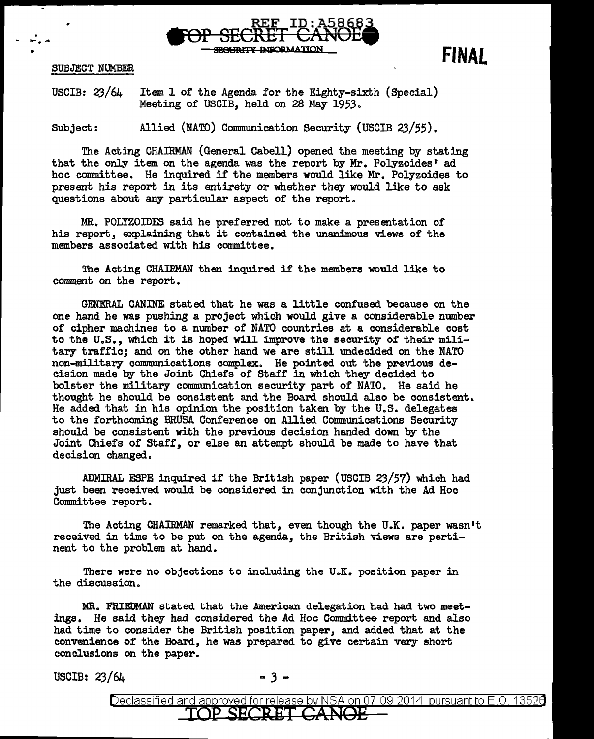REF ID:A58683

TOP SECRET CANOE

SECURITY INFORMATION

**FINAL**

SUBJECT NUMBER

USCIB: 23/64 Item 1 of the Agenda for the Eighty-sixth (Special) Meeting of USCIB, held on 28 May 1953.

Subject: Allied (NATO) Communication Security (USCIB 23/55).

The Acting CHAIRMAN (General Cabell) opened the meeting by stating that the only item on the agenda was the report by Mr. Polyzoides' ad hoc committee. He inquired if the members would like Mr. Polyzoides to present his report in its entirety or whether they would like to ask questions about any particular aspect of the report.

MR. POLYZOIDES said he preferred not to make a presentation of his report, explaining that it contained the unanimous views of the members associated with his committee.

The Acting CHAIRMAN then inquired if the members would like to comment on the report.

GENERAL CANINE stated that he was a little confused because on the one hand he was pushing a project which would give a considerable number of cipher machines to a number of NATO countries at a considerable cost to the U.S., which it is hoped will improve the security of their military traffic; and on the other hand we are still undecided on the NATO non-military communications complex. He pointed out the previous decision made by the Joint Chiefs of Staff in which they decided to bolster the military communication security part of NATO. He said he thought he should be consistent and the Board should also be consistent. He added that in his opinion the position taken by the U.S. delegates to the forthcoming BRUSA Conference on Allied Communications Security should be consistent with the previous decision handed down by the Joint Chiefs of Staff, or else an attempt should be made to have that decision changed.

ADMIRAL ESPE inquired if the British paper (USCIB 23/57) which had just been received would be considered in conjunction with the Ad Hoc Committee report.

The Acting CHAIRMAN remarked that, even though the U.K. paper wasn't received in time to be put on the agenda, the British views are pertinent to the problem at hand.

There were no objections to including the U.K. position paper in the discussion.

MR. FRIEDMAN stated that the American delegation had had two meetings. He said they had considered the Ad Hoc Committee report and also had time to consider the British position paper, and added that at the convenience of the Board, he was prepared to give certain very short conclusions on the paper.

USCIB: 23/64

Declassified and approved for release by NSA on 07-09-2014 pursuant to E.O. 13526

TOP SECRET CANOE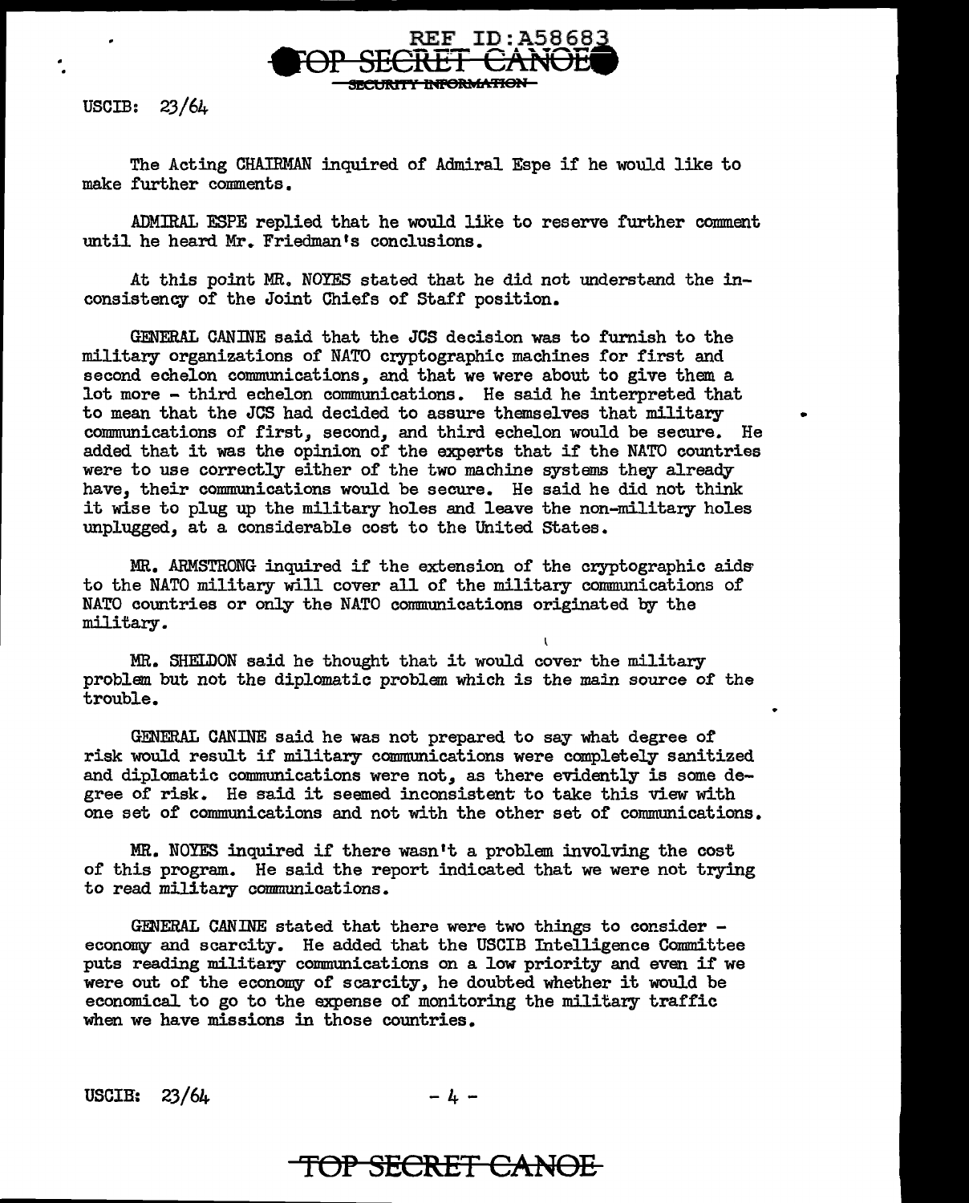The Acting CHAIRMAN inquired of Admiral Espe if he would like to make further comments.

ADMIRAL ESPE replied that he would like to reserve further comment until he heard Mr. Friedman's conclusions.

At this point MR. NOYES stated that he did not understand the inconsistency of the Joint Chiefs of Staff position.

GENERAL CANINE said that the JCS decision was to furnish to the military organizations of NATO cryptographic machines for first and second echelon communications, and that we were about to give them a lot more - third echelon communications. He said he interpreted that to mean that the JCS had decided to assure themselves that military communications of first, second, and third echelon would be secure. He added that it was the opinion of the experts that if the NATO countries were to use correctly either of the two machine systems they already have, their communications would be secure. He said he did not think it wise to plug up the military holes and leave the non-military holes unplugged, at a considerable cost to the United States.

MR. ARMSTRONG inquired if the extension of the cryptographic aids to the NATO military will cover all of the military communications of NATO countries or only the NATO communications originated by the military.

MR. SHELDON said he thought that it would cover the military problem but not the diplomatic problem which is the main source of the trouble.

GENERAL CANINE said he was not prepared to say what degree of risk would result if military communications were completely sanitized and diplomatic communications were not, as there evidently is some degree of risk. He said it seemed inconsistent to take this view with one set of communications and not with the other set of communications.

MR. NOYES inquired if there wasn't a problem involving the cost of this program. He said the report indicated that we were not trying to read military communications.

GENERAL CANINE stated that there were two things to consider - economy and scarcity. He added that the USCIB Intelligence Committee puts reading military communications on a low priority and even if we were out of the economy of scarcity, he doubted whether it would be economical to go to the expense of monitoring the military traffic when we have missions in those countries.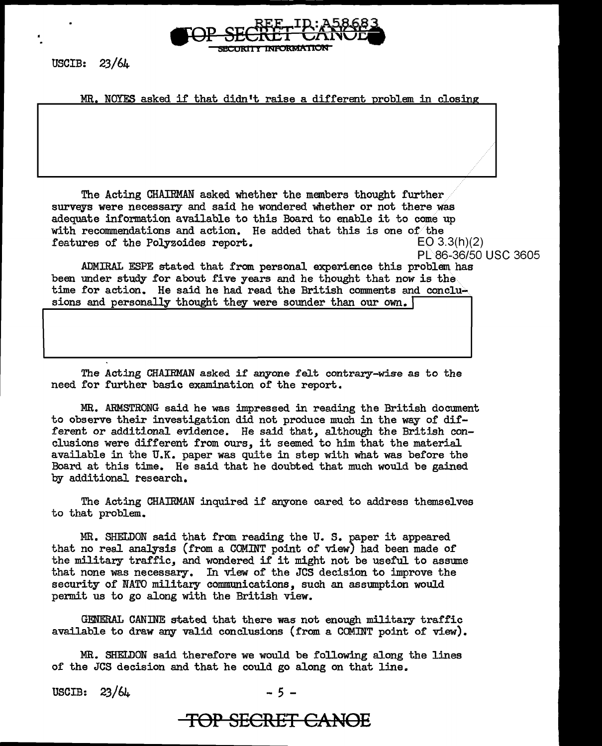MR. NOYES asked if that didn't raise a different problem in closing

The Acting CHAIRMAN asked whether the members thought further surveys were necessary and said he wondered whether or not there was adequate information available to this Board to enable it to come up with recommendations and action. He added that this is one of the features of the Polyzoides report.

EO 3.3(h)(2)
PL 86-36/50 USC 3605

ADMIRAL ESPE stated that from personal experience this problem has been under study for about five years and he thought that now is the time for action. He said he had read the British comments and conclusions and personally thought they were sounder than our own.

The Acting CHAIRMAN asked if anyone felt contrary-wise as to the need for further basic examination of the report.

MR. ARMSTRONG said he was impressed in reading the British document to observe their investigation did not produce much in the way of different or additional evidence. He said that, although the British conclusions were different from ours, it seemed to him that the material available in the U.K. paper was quite in step with what was before the Board at this time. He said that he doubted that much would be gained by additional research.

The Acting CHAIRMAN inquired if anyone cared to address themselves to that problem.

MR. SHELDON said that from reading the U. S. paper it appeared that no real analysis (from a COMINT point of view) had been made of the military traffic, and wondered if it might not be useful to assume that none was necessary. In view of the JCS decision to improve the security of NATO military communications, such an assumption would permit us to go along with the British view.

GENERAL CANINE stated that there was not enough military traffic available to draw any valid conclusions (from a COMINT point of view).

MR. SHELDON said therefore we would be following along the lines of the JCS decision and that he could go along on that line.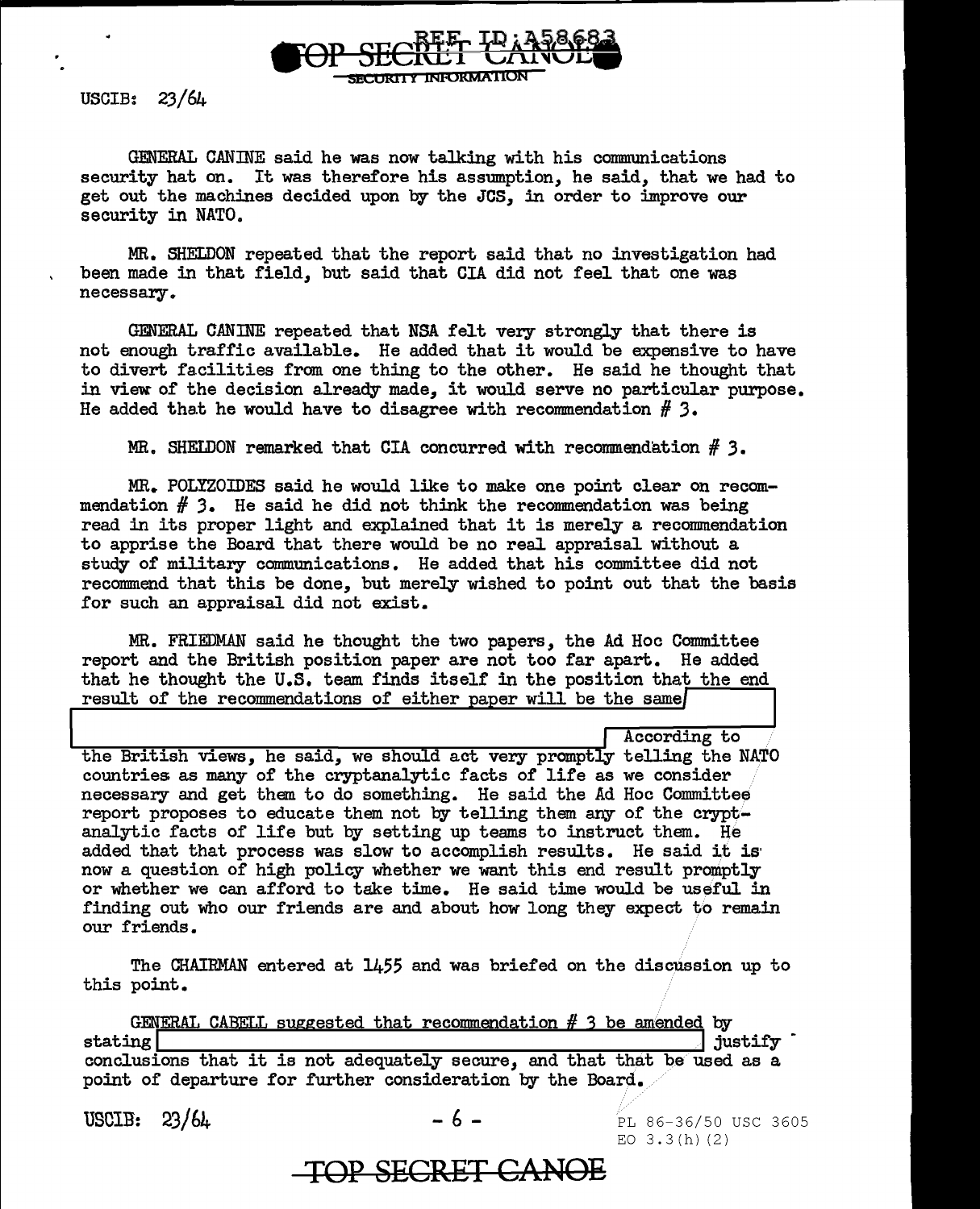GENERAL CANINE said he was now talking with his communications security hat on. It was therefore his assumption, he said, that we had to get out the machines decided upon by the JCS, in order to improve our security in NATO.

MR. SHELDON repeated that the report said that no investigation had been made in that field, but said that CIA did not feel that one was necessary.

GENERAL CANINE repeated that NSA felt very strongly that there is not enough traffic available. He added that it would be expensive to have to divert facilities from one thing to the other. He said he thought that in view of the decision already made, it would serve no particular purpose. He added that he would have to disagree with recommendation # 3.

MR. SHELDON remarked that CIA concurred with recommendation # 3.

MR. POLYZOIDES said he would like to make one point clear on recommendation # 3. He said he did not think the recommendation was being read in its proper light and explained that it is merely a recommendation to apprise the Board that there would be no real appraisal without a study of military communications. He added that his committee did not recommend that this be done, but merely wished to point out that the basis for such an appraisal did not exist.

MR. FRIEDMAN said he thought the two papers, the Ad Hoc Committee report and the British position paper are not too far apart. He added that he thought the U.S. team finds itself in the position that the end result of the recommendations of either paper will be the same [REDACTED] According to the British views, he said, we should act very promptly telling the NATO countries as many of the cryptanalytic facts of life as we consider necessary and get them to do something. He said the Ad Hoc Committee report proposes to educate them not by telling them any of the cryptanalytic facts of life but by setting up teams to instruct them. He added that that process was slow to accomplish results. He said it is now a question of high policy whether we want this end result promptly or whether we can afford to take time. He said time would be useful in finding out who our friends are and about how long they expect to remain our friends.

The CHAIRMAN entered at 1455 and was briefed on the discussion up to this point.

GENERAL CABELL suggested that recommendation # 3 be amended by stating [REDACTED] justify conclusions that it is not adequately secure, and that that be used as a point of departure for further consideration by the Board.

PL 86-36/50 USC 3605
EO 3.3(h)(2)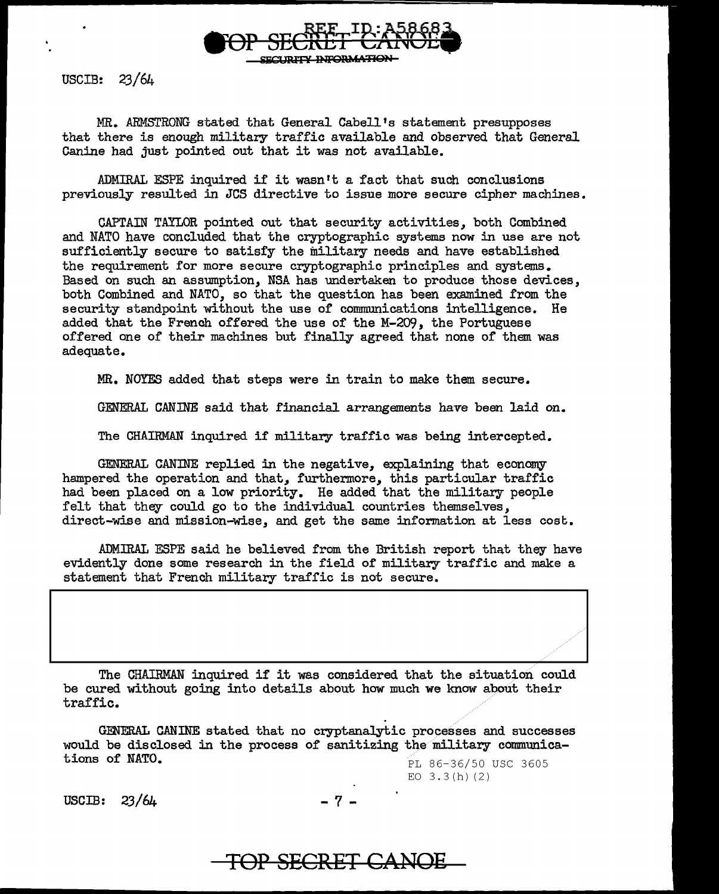USCIB: 23/64

MR. ARMSTRONG stated that General Cabell's statement presupposes that there is enough military traffic available and observed that General Canine had just pointed out that it was not available.

ADMIRAL ESPE inquired if it wasn't a fact that such conclusions previously resulted in JCS directive to issue more secure cipher machines.

CAPTAIN TAYLOR pointed out that security activities, both Combined and NATO have concluded that the cryptographic systems now in use are not sufficiently secure to satisfy the military needs and have established the requirement for more secure cryptographic principles and systems. Based on such an assumption, NSA has undertaken to produce those devices, both Combined and NATO, so that the question has been examined from the security standpoint without the use of communications intelligence. He added that the French offered the use of the M-209, the Portuguese offered one of their machines but finally agreed that none of them was adequate.

MR. NOYES added that steps were in train to make them secure.

GENERAL CANINE said that financial arrangements have been laid on.

The CHAIRMAN inquired if military traffic was being intercepted.

GENERAL CANINE replied in the negative, explaining that economy hampered the operation and that, furthermore, this particular traffic had been placed on a low priority. He added that the military people felt that they could go to the individual countries themselves, direct-wise and mission-wise, and get the same information at less cost.

ADMIRAL ESPE said he believed from the British report that they have evidently done some research in the field of military traffic and make a statement that French military traffic is not secure.

The CHAIRMAN inquired if it was considered that the situation could be cured without going into details about how much we know about their traffic.

GENERAL CANINE stated that no cryptanalytic processes and successes would be disclosed in the process of sanitizing the military communications of NATO.

PL 86-36/50 USC 3605
EO 3.3(h)(2)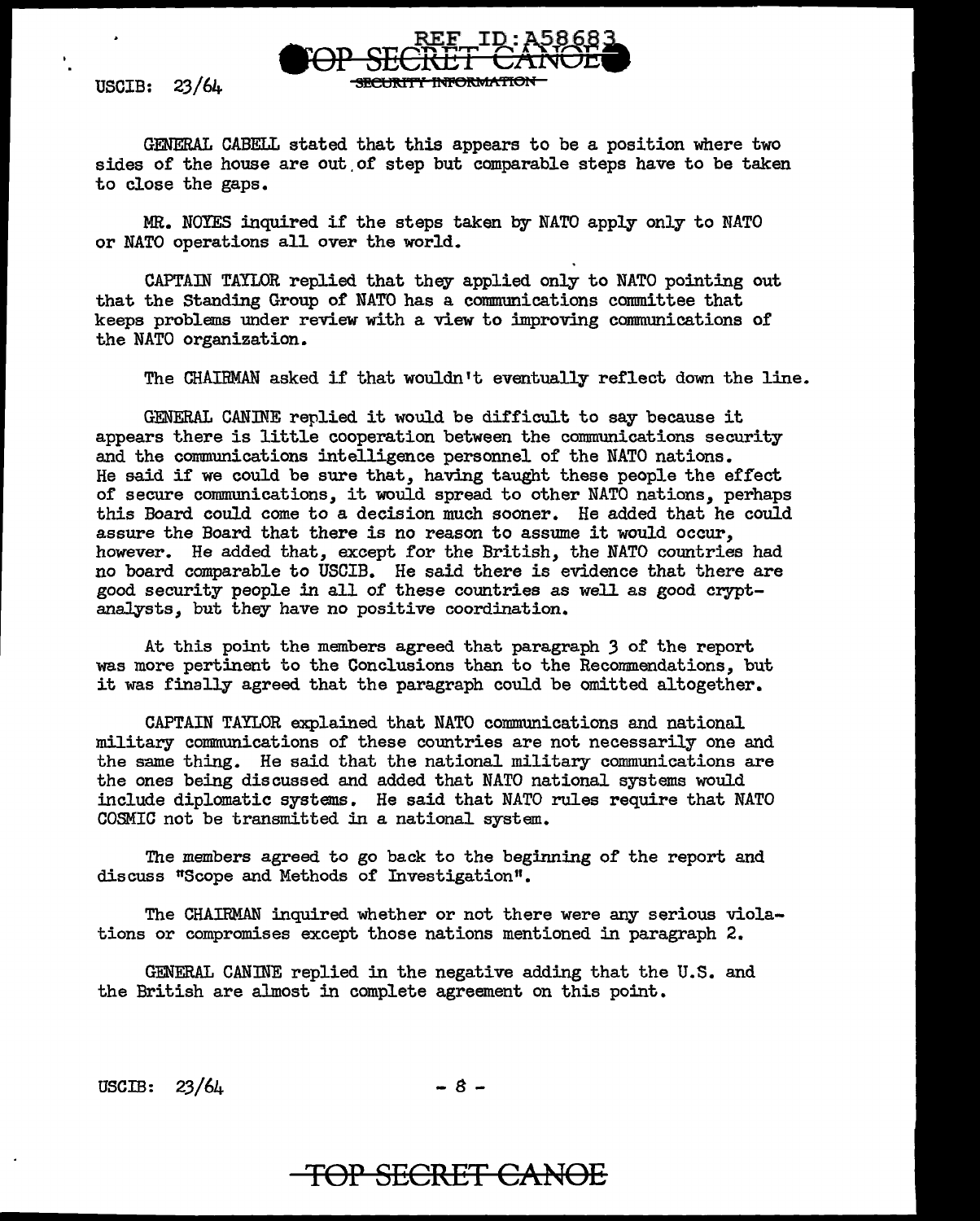GENERAL CABELL stated that this appears to be a position where two sides of the house are out of step but comparable steps have to be taken to close the gaps.

MR. NOYES inquired if the steps taken by NATO apply only to NATO or NATO operations all over the world.

CAPTAIN TAYLOR replied that they applied only to NATO pointing out that the Standing Group of NATO has a communications committee that keeps problems under review with a view to improving communications of the NATO organization.

The CHAIRMAN asked if that wouldn't eventually reflect down the line.

GENERAL CANINE replied it would be difficult to say because it appears there is little cooperation between the communications security and the communications intelligence personnel of the NATO nations. He said if we could be sure that, having taught these people the effect of secure communications, it would spread to other NATO nations, perhaps this Board could come to a decision much sooner. He added that he could assure the Board that there is no reason to assume it would occur, however. He added that, except for the British, the NATO countries had no board comparable to USCIB. He said there is evidence that there are good security people in all of these countries as well as good cryptanalysts, but they have no positive coordination.

At this point the members agreed that paragraph 3 of the report was more pertinent to the Conclusions than to the Recommendations, but it was finally agreed that the paragraph could be omitted altogether.

CAPTAIN TAYLOR explained that NATO communications and national military communications of these countries are not necessarily one and the same thing. He said that the national military communications are the ones being discussed and added that NATO national systems would include diplomatic systems. He said that NATO rules require that NATO COSMIC not be transmitted in a national system.

The members agreed to go back to the beginning of the report and discuss "Scope and Methods of Investigation".

The CHAIRMAN inquired whether or not there were any serious violations or compromises except those nations mentioned in paragraph 2.

GENERAL CANINE replied in the negative adding that the U.S. and the British are almost in complete agreement on this point.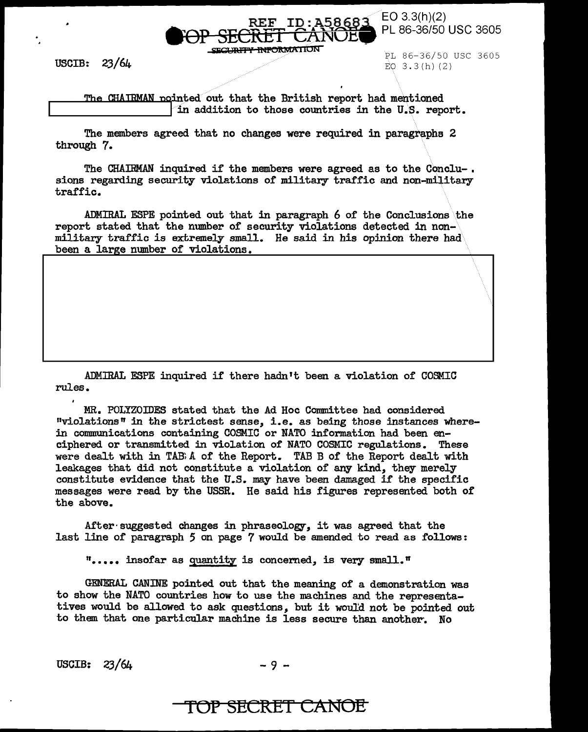The CHAIRMAN pointed out that the British report had mentioned [redacted] in addition to those countries in the U.S. report.

The members agreed that no changes were required in paragraphs 2 through 7.

The CHAIRMAN inquired if the members were agreed as to the Conclusions regarding security violations of military traffic and non-military traffic.

ADMIRAL ESPE pointed out that in paragraph 6 of the Conclusions the report stated that the number of security violations detected in non-military traffic is extremely small. He said in his opinion there had been a large number of violations.

[redacted]

ADMIRAL ESPE inquired if there hadn't been a violation of COSMIC rules.

MR. POLYZOIDES stated that the Ad Hoc Committee had considered "violations" in the strictest sense, i.e. as being those instances wherein communications containing COSMIC or NATO information had been enciphered or transmitted in violation of NATO COSMIC regulations. These were dealt with in TAB A of the Report. TAB B of the Report dealt with leakages that did not constitute a violation of any kind, they merely constitute evidence that the U.S. may have been damaged if the specific messages were read by the USSR. He said his figures represented both of the above.

After suggested changes in phraseology, it was agreed that the last line of paragraph 5 on page 7 would be amended to read as follows:

"..... insofar as quantity is concerned, is very small."

GENERAL CANINE pointed out that the meaning of a demonstration was to show the NATO countries how to use the machines and the representatives would be allowed to ask questions, but it would not be pointed out to them that one particular machine is less secure than another. No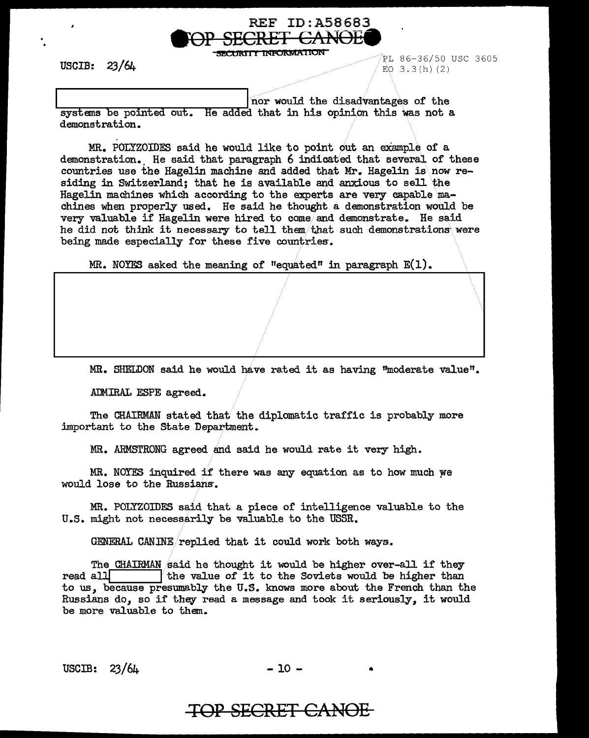nor would the disadvantages of the systems be pointed out. He added that in his opinion this was not a demonstration.

MR. POLYZOIDES said he would like to point out an example of a demonstration. He said that paragraph 6 indicated that several of these countries use the Hagelin machine and added that Mr. Hagelin is now residing in Switzerland; that he is available and anxious to sell the Hagelin machines which according to the experts are very capable machines when properly used. He said he thought a demonstration would be very valuable if Hagelin were hired to come and demonstrate. He said he did not think it necessary to tell them that such demonstrations were being made especially for these five countries.

MR. NOYES asked the meaning of "equated" in paragraph E(1).

MR. SHELDON said he would have rated it as having "moderate value".

ADMIRAL ESPE agreed.

The CHAIRMAN stated that the diplomatic traffic is probably more important to the State Department.

MR. ARMSTRONG agreed and said he would rate it very high.

MR. NOYES inquired if there was any equation as to how much we would lose to the Russians.

MR. POLYZOIDES said that a piece of intelligence valuable to the U.S. might not necessarily be valuable to the USSR.

GENERAL CANINE replied that it could work both ways.

The CHAIRMAN said he thought it would be higher over-all if they read all [ ] the value of it to the Soviets would be higher than to us, because presumably the U.S. knows more about the French than the Russians do, so if they read a message and took it seriously, it would be more valuable to them.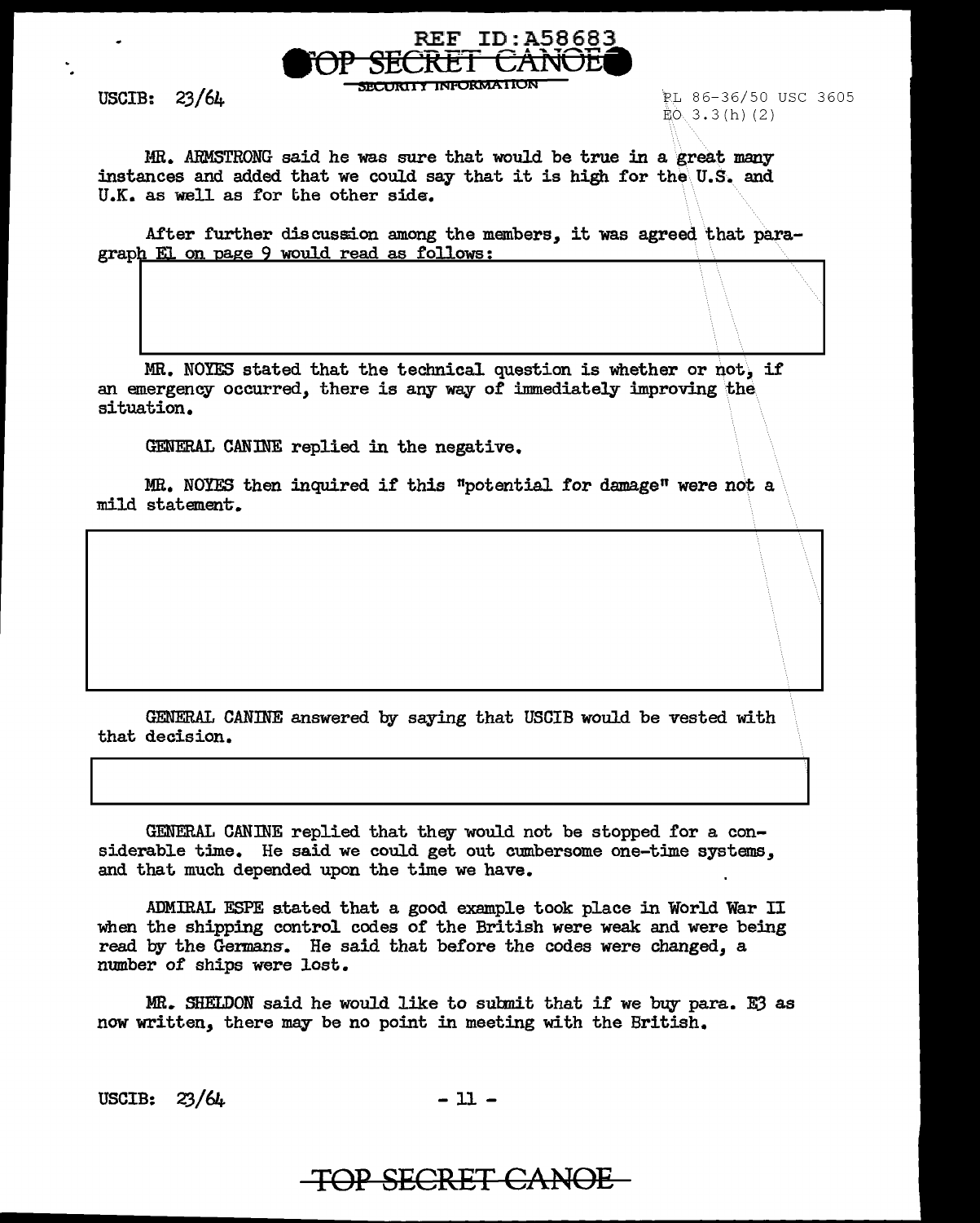MR. ARMSTRONG said he was sure that would be true in a great many instances and added that we could say that it is high for the U.S. and U.K. as well as for the other side.

After further discussion among the members, it was agreed that paragraph E1 on page 9 would read as follows:

MR. NOYES stated that the technical question is whether or not, if an emergency occurred, there is any way of immediately improving the situation.

GENERAL CANINE replied in the negative.

MR. NOYES then inquired if this "potential for damage" were not a mild statement.

GENERAL CANINE answered by saying that USCIB would be vested with that decision.

GENERAL CANINE replied that they would not be stopped for a considerable time. He said we could get out cumbersome one-time systems, and that much depended upon the time we have.

ADMIRAL ESPE stated that a good example took place in World War II when the shipping control codes of the British were weak and were being read by the Germans. He said that before the codes were changed, a number of ships were lost.

MR. SHELDON said he would like to submit that if we buy para. E3 as now written, there may be no point in meeting with the British.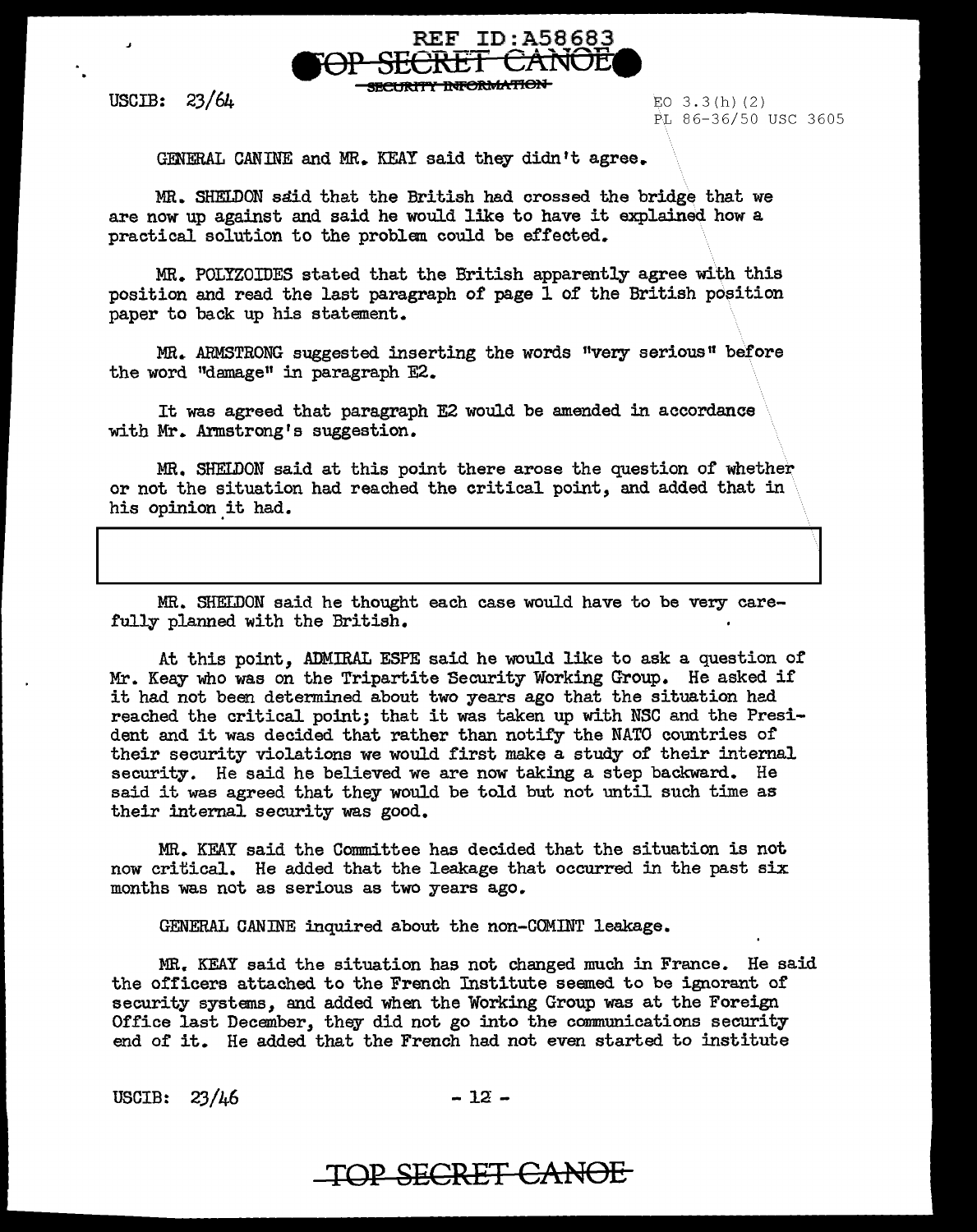GENERAL CANINE and MR. KEAY said they didn't agree.

MR. SHELDON said that the British had crossed the bridge that we are now up against and said he would like to have it explained how a practical solution to the problem could be effected.

MR. POLYZOIDES stated that the British apparently agree with this position and read the last paragraph of page 1 of the British position paper to back up his statement.

MR. ARMSTRONG suggested inserting the words "very serious" before the word "damage" in paragraph E2.

It was agreed that paragraph E2 would be amended in accordance with Mr. Armstrong's suggestion.

MR. SHELDON said at this point there arose the question of whether or not the situation had reached the critical point, and added that in his opinion it had.

MR. SHELDON said he thought each case would have to be very carefully planned with the British.

At this point, ADMIRAL ESPE said he would like to ask a question of Mr. Keay who was on the Tripartite Security Working Group. He asked if it had not been determined about two years ago that the situation had reached the critical point; that it was taken up with NSC and the President and it was decided that rather than notify the NATO countries of their security violations we would first make a study of their internal security. He said he believed we are now taking a step backward. He said it was agreed that they would be told but not until such time as their internal security was good.

MR. KEAY said the Committee has decided that the situation is not now critical. He added that the leakage that occurred in the past six months was not as serious as two years ago.

GENERAL CANINE inquired about the non-COMINT leakage.

MR. KEAY said the situation has not changed much in France. He said the officers attached to the French Institute seemed to be ignorant of security systems, and added when the Working Group was at the Foreign Office last December, they did not go into the communications security end of it. He added that the French had not even started to institute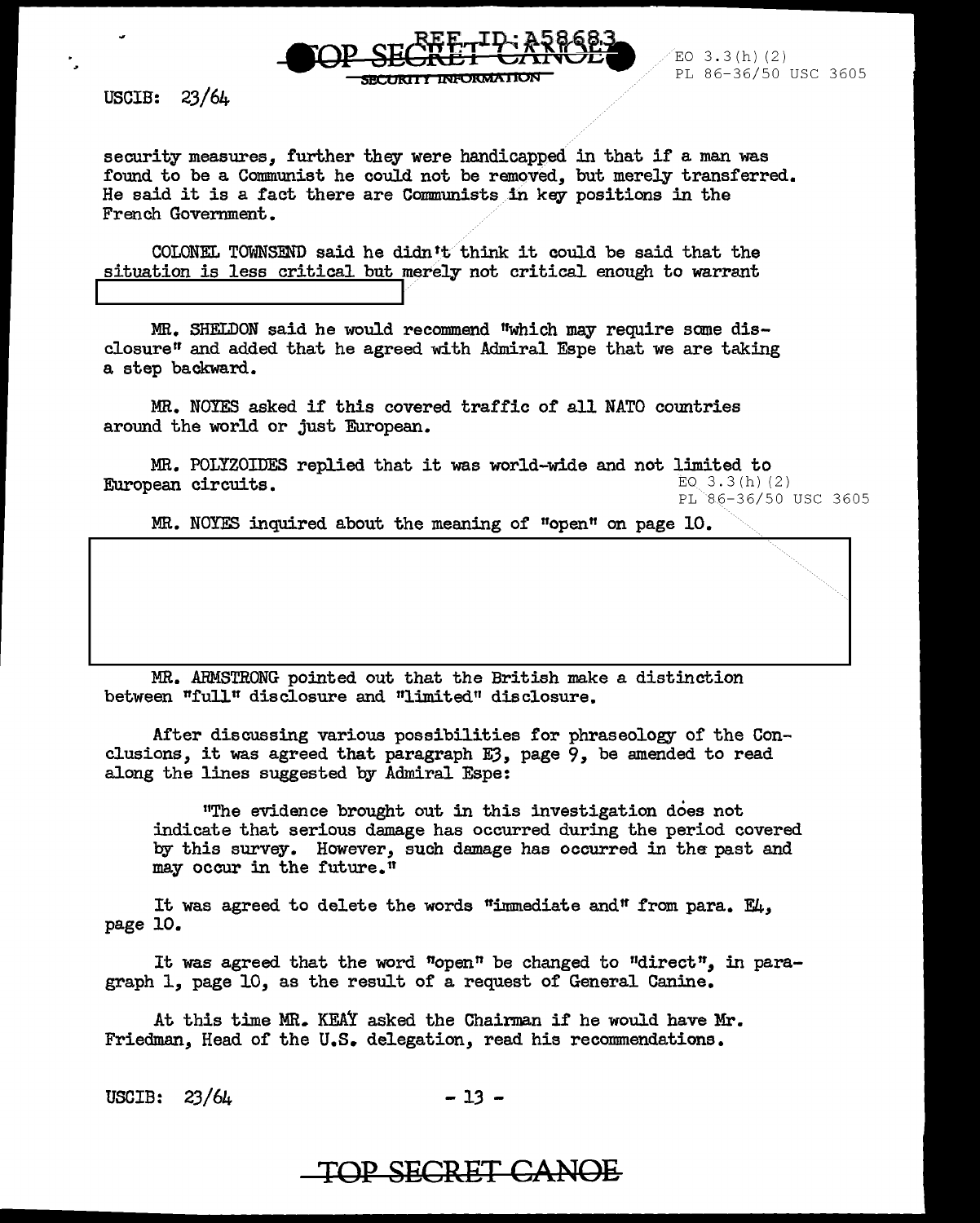security measures, further they were handicapped in that if a man was found to be a Communist he could not be removed, but merely transferred. He said it is a fact there are Communists in key positions in the French Government.

COLONEL TOWNSEND said he didn't think it could be said that the situation is less critical but merely not critical enough to warrant

MR. SHELDON said he would recommend "which may require some disclosure" and added that he agreed with Admiral Espe that we are taking a step backward.

MR. NOYES asked if this covered traffic of all NATO countries around the world or just European.

MR. POLYZOIDES replied that it was world-wide and not limited to European circuits.

EO 3.3(h)(2)
PL 86-36/50 USC 3605

MR. NOYES inquired about the meaning of "open" on page 10.

MR. ARMSTRONG pointed out that the British make a distinction between "full" disclosure and "limited" disclosure.

After discussing various possibilities for phraseology of the Conclusions, it was agreed that paragraph E3, page 9, be amended to read along the lines suggested by Admiral Espe:

> "The evidence brought out in this investigation does not indicate that serious damage has occurred during the period covered by this survey. However, such damage has occurred in the past and may occur in the future."

It was agreed to delete the words "immediate and" from para. E4, page 10.

It was agreed that the word "open" be changed to "direct", in paragraph 1, page 10, as the result of a request of General Canine.

At this time MR. KEAY asked the Chairman if he would have Mr. Friedman, Head of the U.S. delegation, read his recommendations.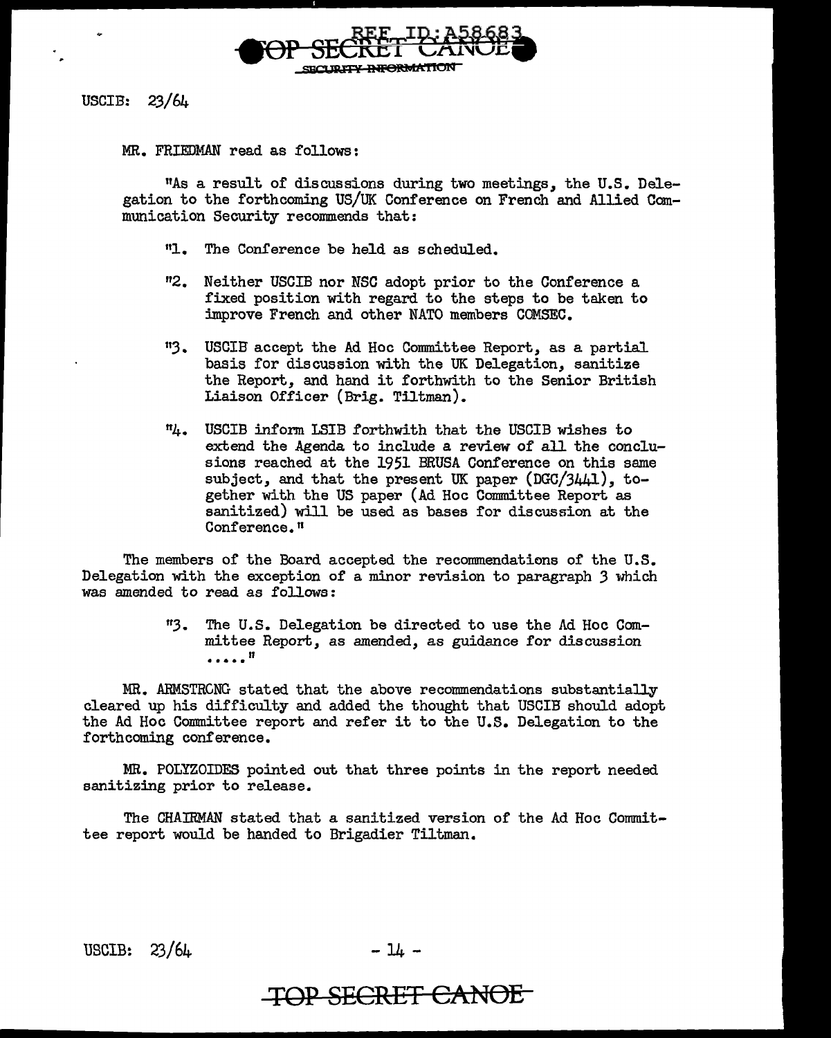USCIB: 23/64

MR. FRIEDMAN read as follows:

"As a result of discussions during two meetings, the U.S. Delegation to the forthcoming US/UK Conference on French and Allied Communication Security recommends that:

"1. The Conference be held as scheduled.

"2. Neither USCIB nor NSC adopt prior to the Conference a fixed position with regard to the steps to be taken to improve French and other NATO members COMSEC.

"3. USCIB accept the Ad Hoc Committee Report, as a partial basis for discussion with the UK Delegation, sanitize the Report, and hand it forthwith to the Senior British Liaison Officer (Brig. Tiltman).

"4. USCIB inform LSIB forthwith that the USCIB wishes to extend the Agenda to include a review of all the conclusions reached at the 1951 BRUSA Conference on this same subject, and that the present UK paper (DGC/3441), together with the US paper (Ad Hoc Committee Report as sanitized) will be used as bases for discussion at the Conference."

The members of the Board accepted the recommendations of the U.S. Delegation with the exception of a minor revision to paragraph 3 which was amended to read as follows:

> "3. The U.S. Delegation be directed to use the Ad Hoc Committee Report, as amended, as guidance for discussion ....."

MR. ARMSTRONG stated that the above recommendations substantially cleared up his difficulty and added the thought that USCIB should adopt the Ad Hoc Committee report and refer it to the U.S. Delegation to the forthcoming conference.

MR. POLYZOIDES pointed out that three points in the report needed sanitizing prior to release.

The CHAIRMAN stated that a sanitized version of the Ad Hoc Committee report would be handed to Brigadier Tiltman.

USCIB: 23/64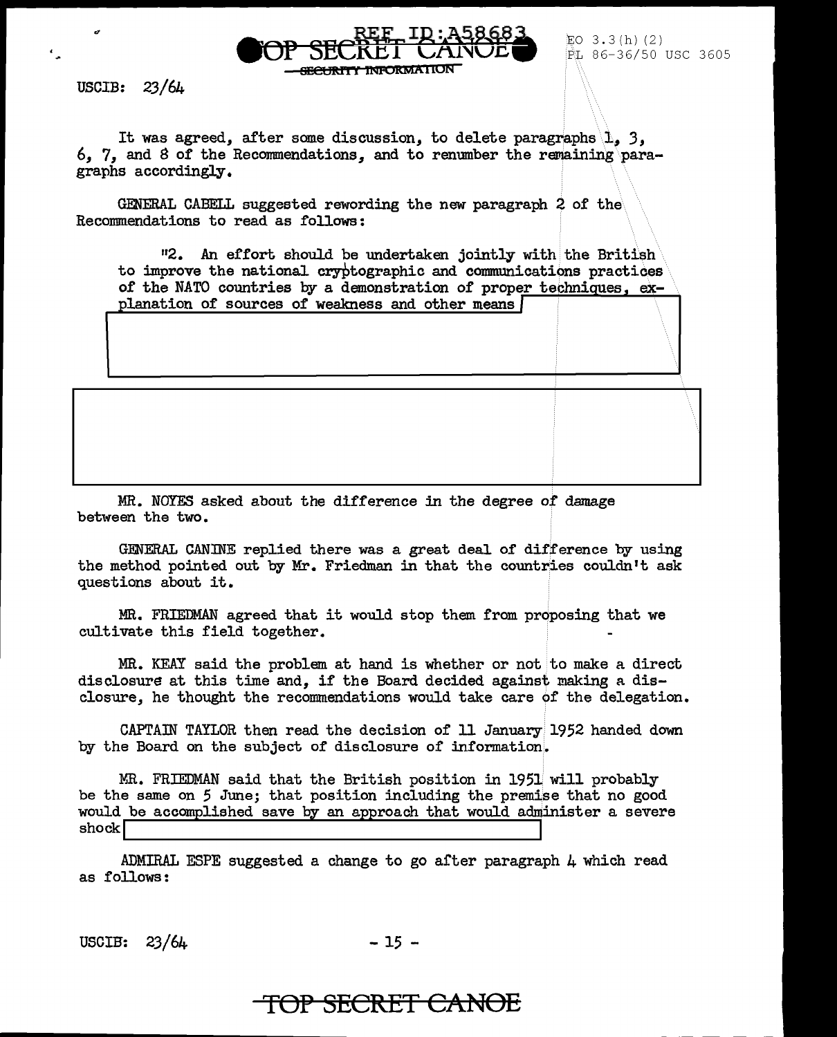USCIB: 23/64

It was agreed, after some discussion, to delete paragraphs 1, 3, 6, 7, and 8 of the Recommendations, and to renumber the remaining paragraphs accordingly.

GENERAL CABELL suggested rewording the new paragraph 2 of the Recommendations to read as follows:

> "2. An effort should be undertaken jointly with the British to improve the national cryptographic and communications practices of the NATO countries by a demonstration of proper techniques, explanation of sources of weakness and other means

MR. NOYES asked about the difference in the degree of damage between the two.

GENERAL CANINE replied there was a great deal of difference by using the method pointed out by Mr. Friedman in that the countries couldn't ask questions about it.

MR. FRIEDMAN agreed that it would stop them from proposing that we cultivate this field together.

MR. KEAY said the problem at hand is whether or not to make a direct disclosure at this time and, if the Board decided against making a disclosure, he thought the recommendations would take care of the delegation.

CAPTAIN TAYLOR then read the decision of 11 January 1952 handed down by the Board on the subject of disclosure of information.

MR. FRIEDMAN said that the British position in 1951 will probably be the same on 5 June; that position including the premise that no good would be accomplished save by an approach that would administer a severe shock

ADMIRAL ESPE suggested a change to go after paragraph 4 which read as follows: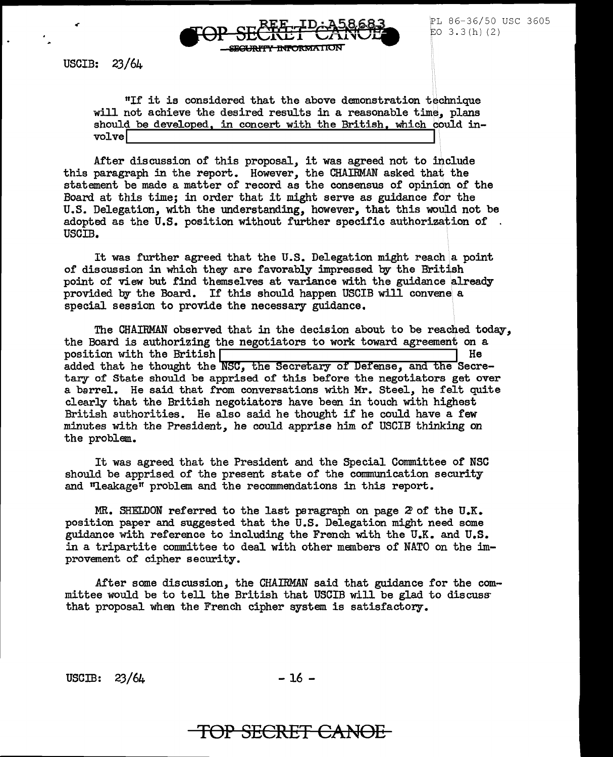"If it is considered that the above demonstration technique will not achieve the desired results in a reasonable time, plans should be developed, in concert with the British, which could involve [REDACTED]

After discussion of this proposal, it was agreed not to include this paragraph in the report. However, the CHAIRMAN asked that the statement be made a matter of record as the consensus of opinion of the Board at this time; in order that it might serve as guidance for the U.S. Delegation, with the understanding, however, that this would not be adopted as the U.S. position without further specific authorization of USCIB.

It was further agreed that the U.S. Delegation might reach a point of discussion in which they are favorably impressed by the British point of view but find themselves at variance with the guidance already provided by the Board. If this should happen USCIB will convene a special session to provide the necessary guidance.

The CHAIRMAN observed that in the decision about to be reached today, the Board is authorizing the negotiators to work toward agreement on a position with the British [REDACTED] He added that he thought the NSC, the Secretary of Defense, and the Secretary of State should be apprised of this before the negotiators get over a barrel. He said that from conversations with Mr. Steel, he felt quite clearly that the British negotiators have been in touch with highest British authorities. He also said he thought if he could have a few minutes with the President, he could apprise him of USCIB thinking on the problem.

It was agreed that the President and the Special Committee of NSC should be apprised of the present state of the communication security and "leakage" problem and the recommendations in this report.

MR. SHELDON referred to the last paragraph on page 2 of the U.K. position paper and suggested that the U.S. Delegation might need some guidance with reference to including the French with the U.K. and U.S. in a tripartite committee to deal with other members of NATO on the improvement of cipher security.

After some discussion, the CHAIRMAN said that guidance for the committee would be to tell the British that USCIB will be glad to discuss that proposal when the French cipher system is satisfactory.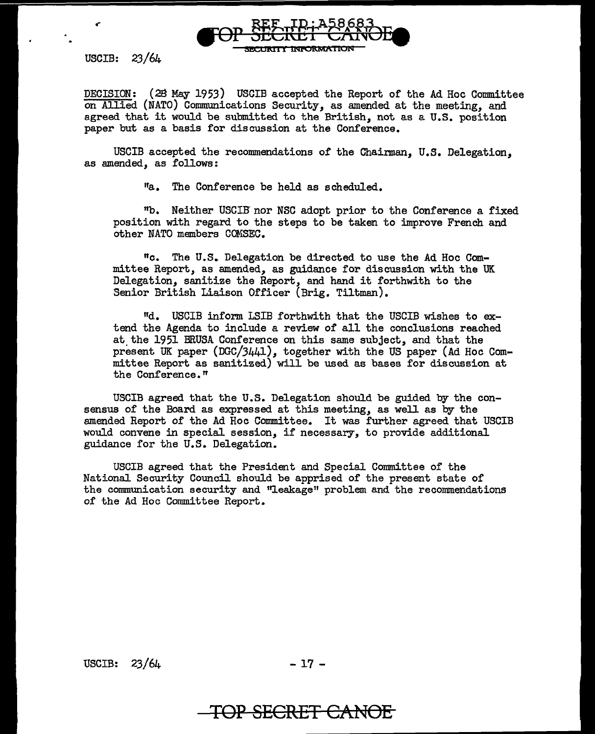DECISION: (28 May 1953) USCIB accepted the Report of the Ad Hoc Committee on Allied (NATO) Communications Security, as amended at the meeting, and agreed that it would be submitted to the British, not as a U.S. position paper but as a basis for discussion at the Conference.

USCIB accepted the recommendations of the Chairman, U.S. Delegation, as amended, as follows:

"a. The Conference be held as scheduled.

"b. Neither USCIB nor NSC adopt prior to the Conference a fixed position with regard to the steps to be taken to improve French and other NATO members COMSEC.

"c. The U.S. Delegation be directed to use the Ad Hoc Committee Report, as amended, as guidance for discussion with the UK Delegation, sanitize the Report, and hand it forthwith to the Senior British Liaison Officer (Brig. Tiltman).

"d. USCIB inform LSIB forthwith that the USCIB wishes to extend the Agenda to include a review of all the conclusions reached at the 1951 BRUSA Conference on this same subject, and that the present UK paper (DGC/3441), together with the US paper (Ad Hoc Committee Report as sanitized) will be used as bases for discussion at the Conference."

USCIB agreed that the U.S. Delegation should be guided by the consensus of the Board as expressed at this meeting, as well as by the amended Report of the Ad Hoc Committee. It was further agreed that USCIB would convene in special session, if necessary, to provide additional guidance for the U.S. Delegation.

USCIB agreed that the President and Special Committee of the National Security Council should be apprised of the present state of the communication security and "leakage" problem and the recommendations of the Ad Hoc Committee Report.